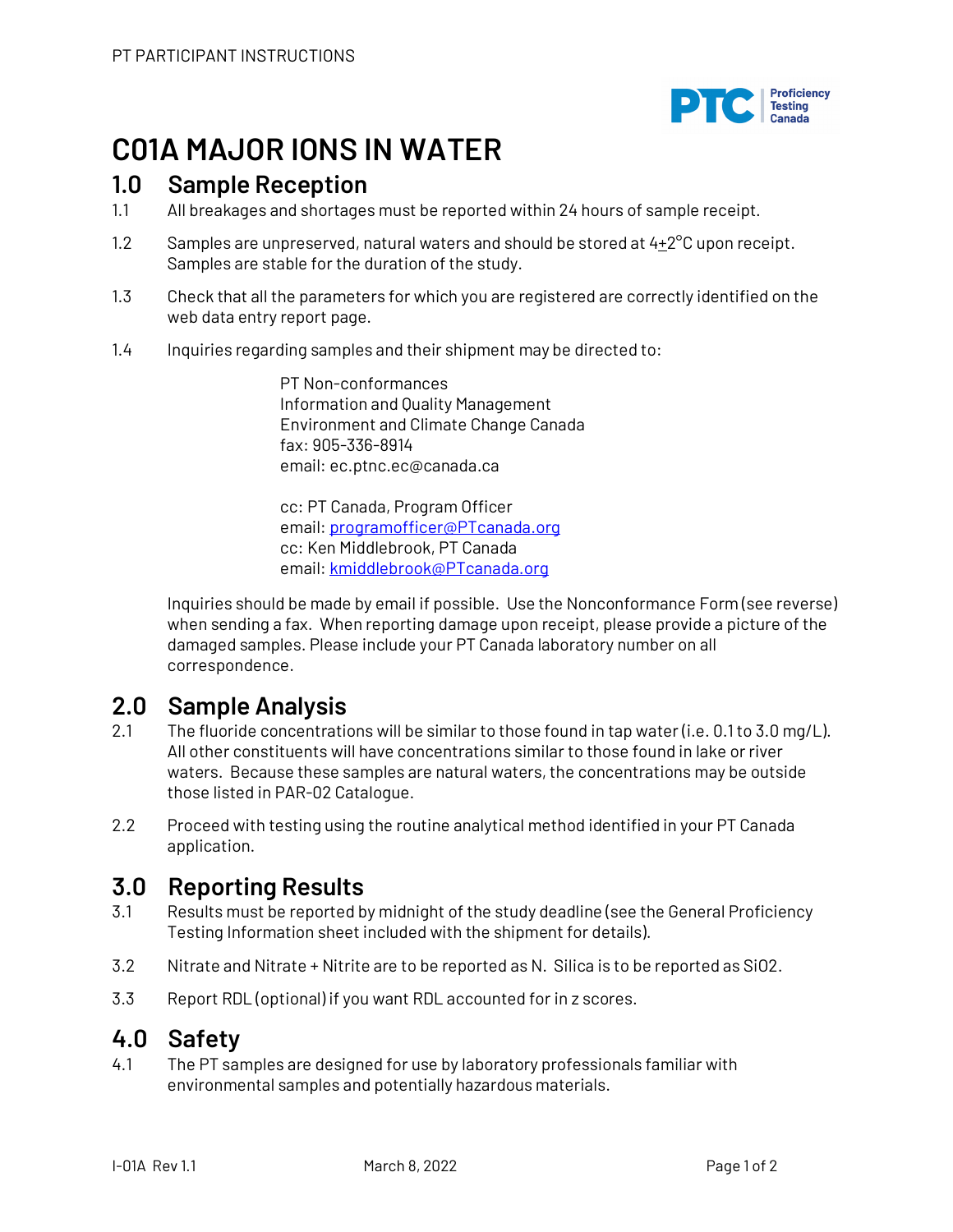# C01A MAJOR IONS IN WATER

## 1.0 Sample Reception

1.1 All breakages and shortages must be reported within 24 hours of sample receipt.

1.2 Samples are unpreserved, natural waters and should be stored at 4±2°C upon receipt. Samples are stable for the duration of the study.

1.3 Check that all the parameters for which you are registered are correctly identified on the web data entry report page.

1.4 Inquiries regarding samples and their shipment may be directed to:

PT Non-conformances
Information and Quality Management
Environment and Climate Change Canada
fax: 905-336-8914
email: ec.ptnc.ec@canada.ca

cc: PT Canada, Program Officer
email: programofficer@PTcanada.org
cc: Ken Middlebrook, PT Canada
email: kmiddlebrook@PTcanada.org

Inquiries should be made by email if possible. Use the Nonconformance Form (see reverse) when sending a fax. When reporting damage upon receipt, please provide a picture of the damaged samples. Please include your PT Canada laboratory number on all correspondence.

## 2.0 Sample Analysis

2.1 The fluoride concentrations will be similar to those found in tap water (i.e. 0.1 to 3.0 mg/L). All other constituents will have concentrations similar to those found in lake or river waters. Because these samples are natural waters, the concentrations may be outside those listed in PAR-02 Catalogue.

2.2 Proceed with testing using the routine analytical method identified in your PT Canada application.

## 3.0 Reporting Results

3.1 Results must be reported by midnight of the study deadline (see the General Proficiency Testing Information sheet included with the shipment for details).

3.2 Nitrate and Nitrate + Nitrite are to be reported as N. Silica is to be reported as $SiO_2$.

3.3 Report RDL (optional) if you want RDL accounted for in z scores.

## 4.0 Safety

4.1 The PT samples are designed for use by laboratory professionals familiar with environmental samples and potentially hazardous materials.

I-01A Rev 1.1 March 8, 2022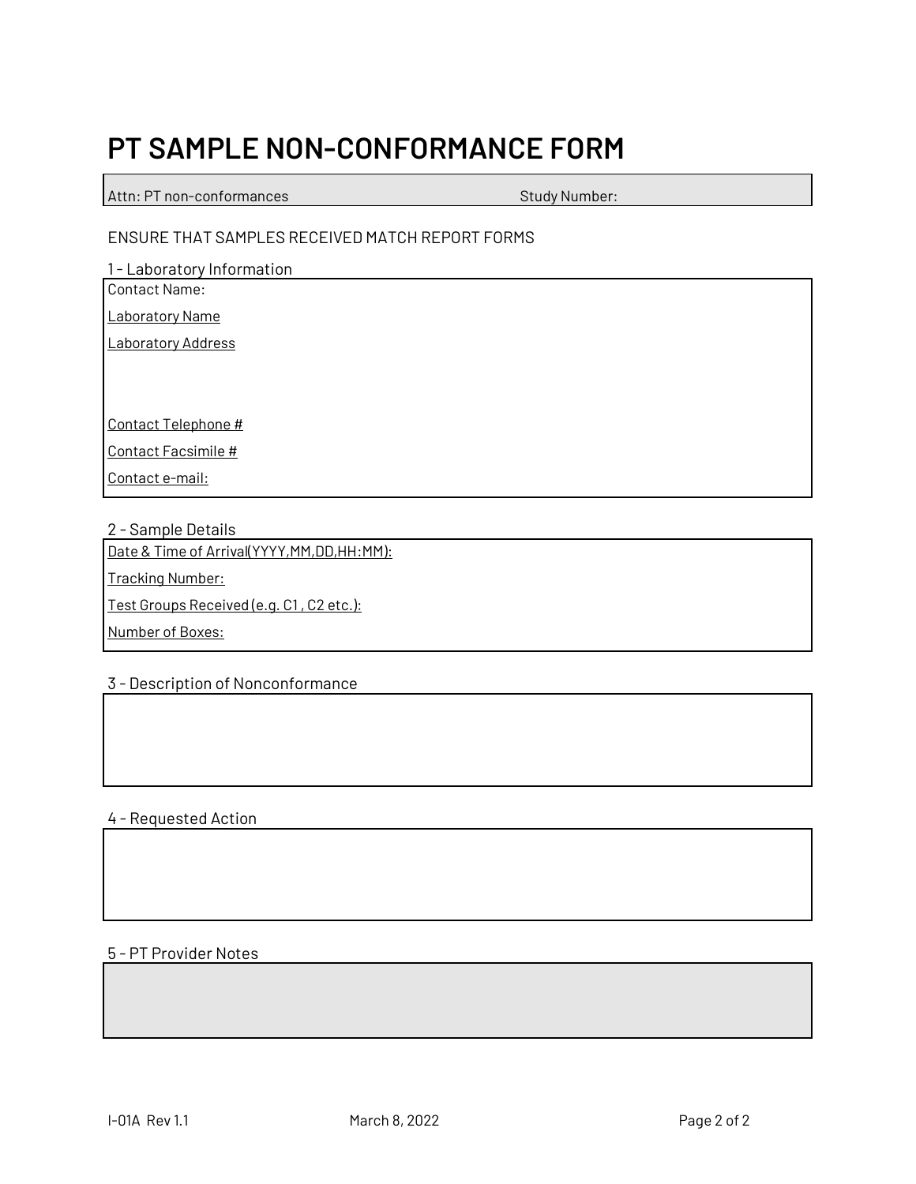# PT SAMPLE NON-CONFORMANCE FORM

| | |
|---|---|
| Attn: PT non-conformances | Study Number: |

ENSURE THAT SAMPLES RECEIVED MATCH REPORT FORMS

1 - Laboratory Information

Contact Name:

Laboratory Name

Laboratory Address

Contact Telephone #

Contact Facsimile #

Contact e-mail:

2 - Sample Details

Date & Time of Arrival(YYYY,MM,DD,HH:MM):

Tracking Number:

Test Groups Received (e.g. C1 , C2 etc.):

Number of Boxes:

3 - Description of Nonconformance

4 - Requested Action

5 - PT Provider Notes

I-01A Rev 1.1 March 8, 2022